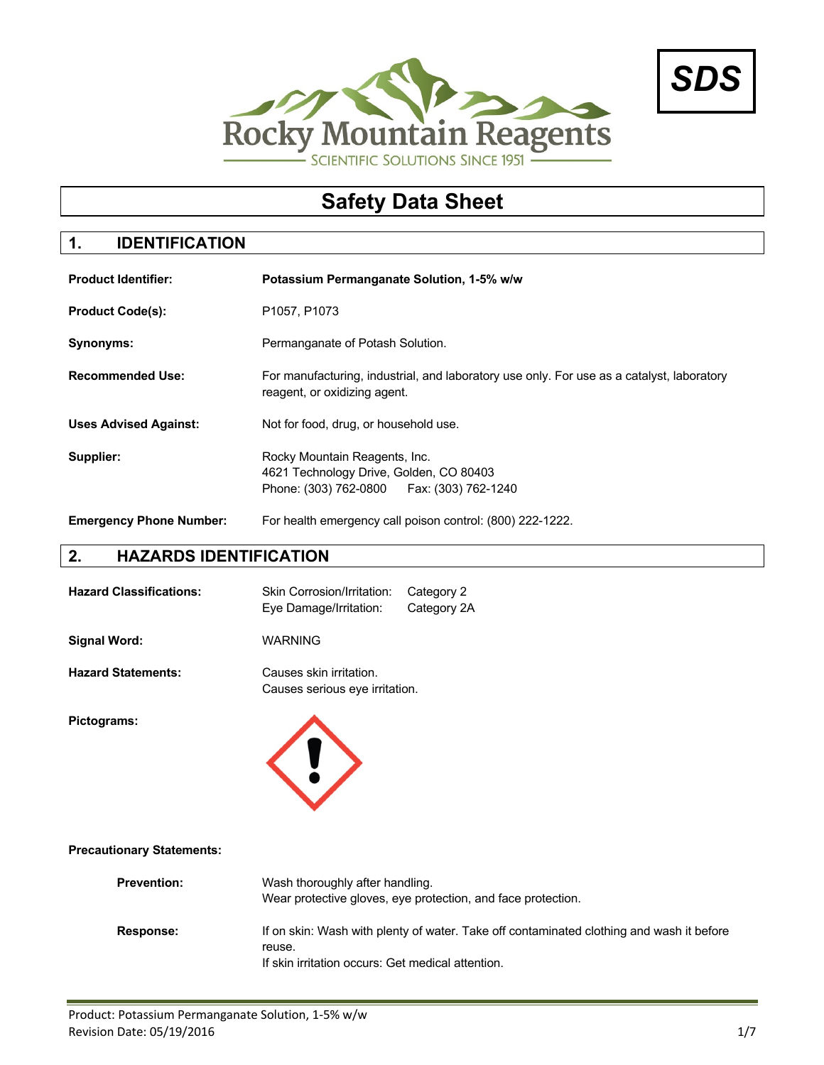Rocky Mountain Reagents

SCIENTIFIC SOLUTIONS SINCE 1951

**SDS**

# Safety Data Sheet

## 1. IDENTIFICATION

**Product Identifier:** **Potassium Permanganate Solution, 1-5% w/w**

**Product Code(s):** P1057, P1073

**Synonyms:** Permanganate of Potash Solution.

**Recommended Use:** For manufacturing, industrial, and laboratory use only. For use as a catalyst, laboratory reagent, or oxidizing agent.

**Uses Advised Against:** Not for food, drug, or household use.

**Supplier:** Rocky Mountain Reagents, Inc.
4621 Technology Drive, Golden, CO 80403
Phone: (303) 762-0800 Fax: (303) 762-1240

**Emergency Phone Number:** For health emergency call poison control: (800) 222-1222.

## 2. HAZARDS IDENTIFICATION

**Hazard Classifications:**
Skin Corrosion/Irritation: Category 2
Eye Damage/Irritation: Category 2A

**Signal Word:** WARNING

**Hazard Statements:**
Causes skin irritation.
Causes serious eye irritation.

**Pictograms:**

**Precautionary Statements:**

**Prevention:**
Wash thoroughly after handling.
Wear protective gloves, eye protection, and face protection.

**Response:**
If on skin: Wash with plenty of water. Take off contaminated clothing and wash it before reuse.
If skin irritation occurs: Get medical attention.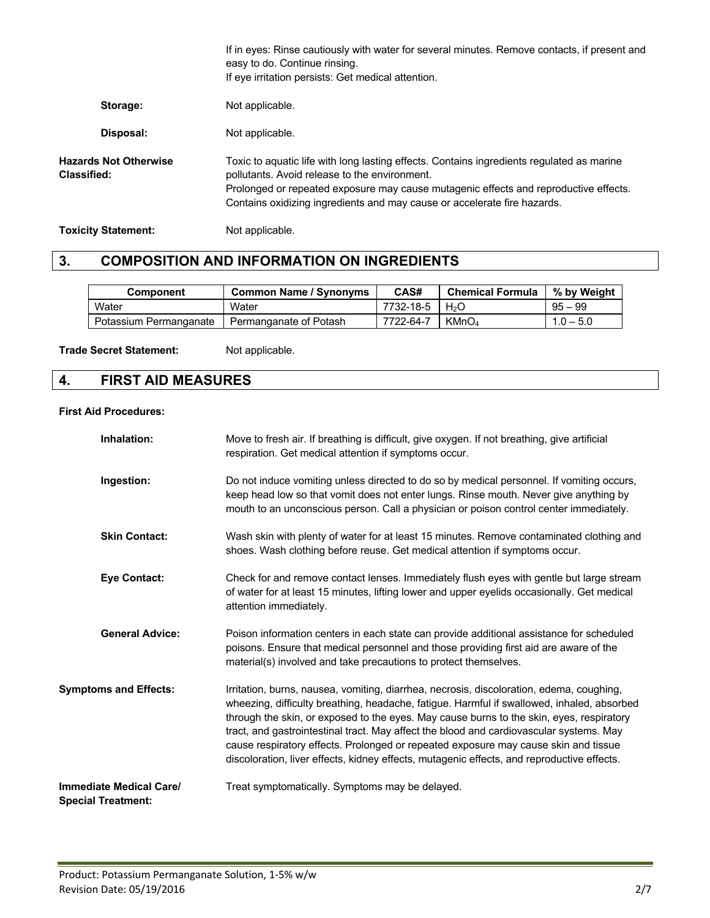If in eyes: Rinse cautiously with water for several minutes. Remove contacts, if present and easy to do. Continue rinsing.
If eye irritation persists: Get medical attention.

**Storage:** Not applicable.

**Disposal:** Not applicable.

**Hazards Not Otherwise Classified:** Toxic to aquatic life with long lasting effects. Contains ingredients regulated as marine pollutants. Avoid release to the environment.
Prolonged or repeated exposure may cause mutagenic effects and reproductive effects.
Contains oxidizing ingredients and may cause or accelerate fire hazards.

**Toxicity Statement:** Not applicable.

## 3. COMPOSITION AND INFORMATION ON INGREDIENTS

| Component | Common Name / Synonyms | CAS# | Chemical Formula | % by Weight |
|---|---|---|---|---|
| Water | Water | 7732-18-5 | $H_2O$ | 95 – 99 |
| Potassium Permanganate | Permanganate of Potash | 7722-64-7 | $KMnO_4$ | 1.0 – 5.0 |

**Trade Secret Statement:** Not applicable.

## 4. FIRST AID MEASURES

**First Aid Procedures:**

**Inhalation:** Move to fresh air. If breathing is difficult, give oxygen. If not breathing, give artificial respiration. Get medical attention if symptoms occur.

**Ingestion:** Do not induce vomiting unless directed to do so by medical personnel. If vomiting occurs, keep head low so that vomit does not enter lungs. Rinse mouth. Never give anything by mouth to an unconscious person. Call a physician or poison control center immediately.

**Skin Contact:** Wash skin with plenty of water for at least 15 minutes. Remove contaminated clothing and shoes. Wash clothing before reuse. Get medical attention if symptoms occur.

**Eye Contact:** Check for and remove contact lenses. Immediately flush eyes with gentle but large stream of water for at least 15 minutes, lifting lower and upper eyelids occasionally. Get medical attention immediately.

**General Advice:** Poison information centers in each state can provide additional assistance for scheduled poisons. Ensure that medical personnel and those providing first aid are aware of the material(s) involved and take precautions to protect themselves.

**Symptoms and Effects:** Irritation, burns, nausea, vomiting, diarrhea, necrosis, discoloration, edema, coughing, wheezing, difficulty breathing, headache, fatigue. Harmful if swallowed, inhaled, absorbed through the skin, or exposed to the eyes. May cause burns to the skin, eyes, respiratory tract, and gastrointestinal tract. May affect the blood and cardiovascular systems. May cause respiratory effects. Prolonged or repeated exposure may cause skin and tissue discoloration, liver effects, kidney effects, mutagenic effects, and reproductive effects.

**Immediate Medical Care/ Special Treatment:** Treat symptomatically. Symptoms may be delayed.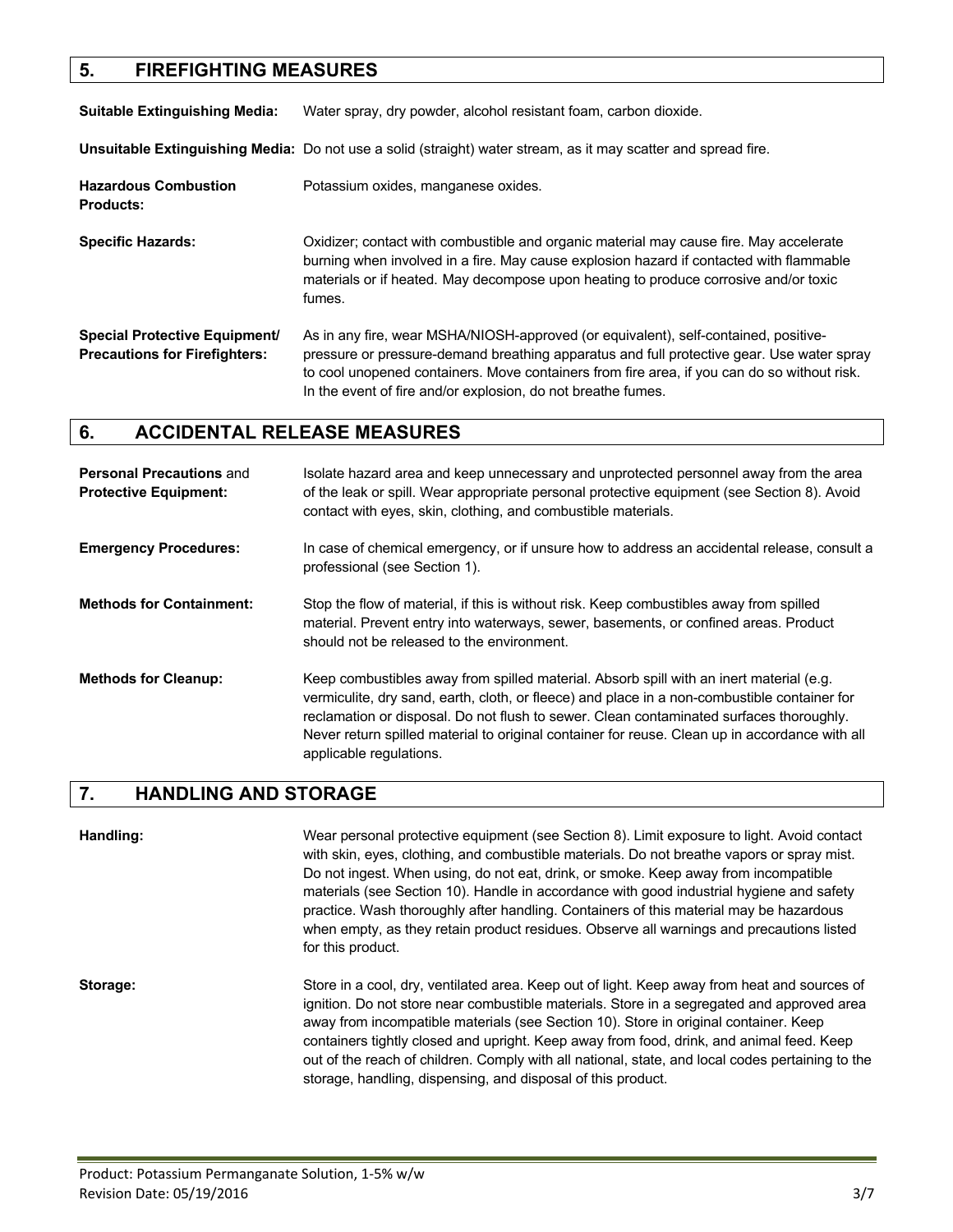## 5. FIREFIGHTING MEASURES

**Suitable Extinguishing Media:** Water spray, dry powder, alcohol resistant foam, carbon dioxide.

**Unsuitable Extinguishing Media:** Do not use a solid (straight) water stream, as it may scatter and spread fire.

**Hazardous Combustion Products:** Potassium oxides, manganese oxides.

**Specific Hazards:** Oxidizer; contact with combustible and organic material may cause fire. May accelerate burning when involved in a fire. May cause explosion hazard if contacted with flammable materials or if heated. May decompose upon heating to produce corrosive and/or toxic fumes.

**Special Protective Equipment/ Precautions for Firefighters:** As in any fire, wear MSHA/NIOSH-approved (or equivalent), self-contained, positive-pressure or pressure-demand breathing apparatus and full protective gear. Use water spray to cool unopened containers. Move containers from fire area, if you can do so without risk. In the event of fire and/or explosion, do not breathe fumes.

## 6. ACCIDENTAL RELEASE MEASURES

**Personal Precautions** and **Protective Equipment:** Isolate hazard area and keep unnecessary and unprotected personnel away from the area of the leak or spill. Wear appropriate personal protective equipment (see Section 8). Avoid contact with eyes, skin, clothing, and combustible materials.

**Emergency Procedures:** In case of chemical emergency, or if unsure how to address an accidental release, consult a professional (see Section 1).

**Methods for Containment:** Stop the flow of material, if this is without risk. Keep combustibles away from spilled material. Prevent entry into waterways, sewer, basements, or confined areas. Product should not be released to the environment.

**Methods for Cleanup:** Keep combustibles away from spilled material. Absorb spill with an inert material (e.g. vermiculite, dry sand, earth, cloth, or fleece) and place in a non-combustible container for reclamation or disposal. Do not flush to sewer. Clean contaminated surfaces thoroughly. Never return spilled material to original container for reuse. Clean up in accordance with all applicable regulations.

## 7. HANDLING AND STORAGE

**Handling:** Wear personal protective equipment (see Section 8). Limit exposure to light. Avoid contact with skin, eyes, clothing, and combustible materials. Do not breathe vapors or spray mist. Do not ingest. When using, do not eat, drink, or smoke. Keep away from incompatible materials (see Section 10). Handle in accordance with good industrial hygiene and safety practice. Wash thoroughly after handling. Containers of this material may be hazardous when empty, as they retain product residues. Observe all warnings and precautions listed for this product.

**Storage:** Store in a cool, dry, ventilated area. Keep out of light. Keep away from heat and sources of ignition. Do not store near combustible materials. Store in a segregated and approved area away from incompatible materials (see Section 10). Store in original container. Keep containers tightly closed and upright. Keep away from food, drink, and animal feed. Keep out of the reach of children. Comply with all national, state, and local codes pertaining to the storage, handling, dispensing, and disposal of this product.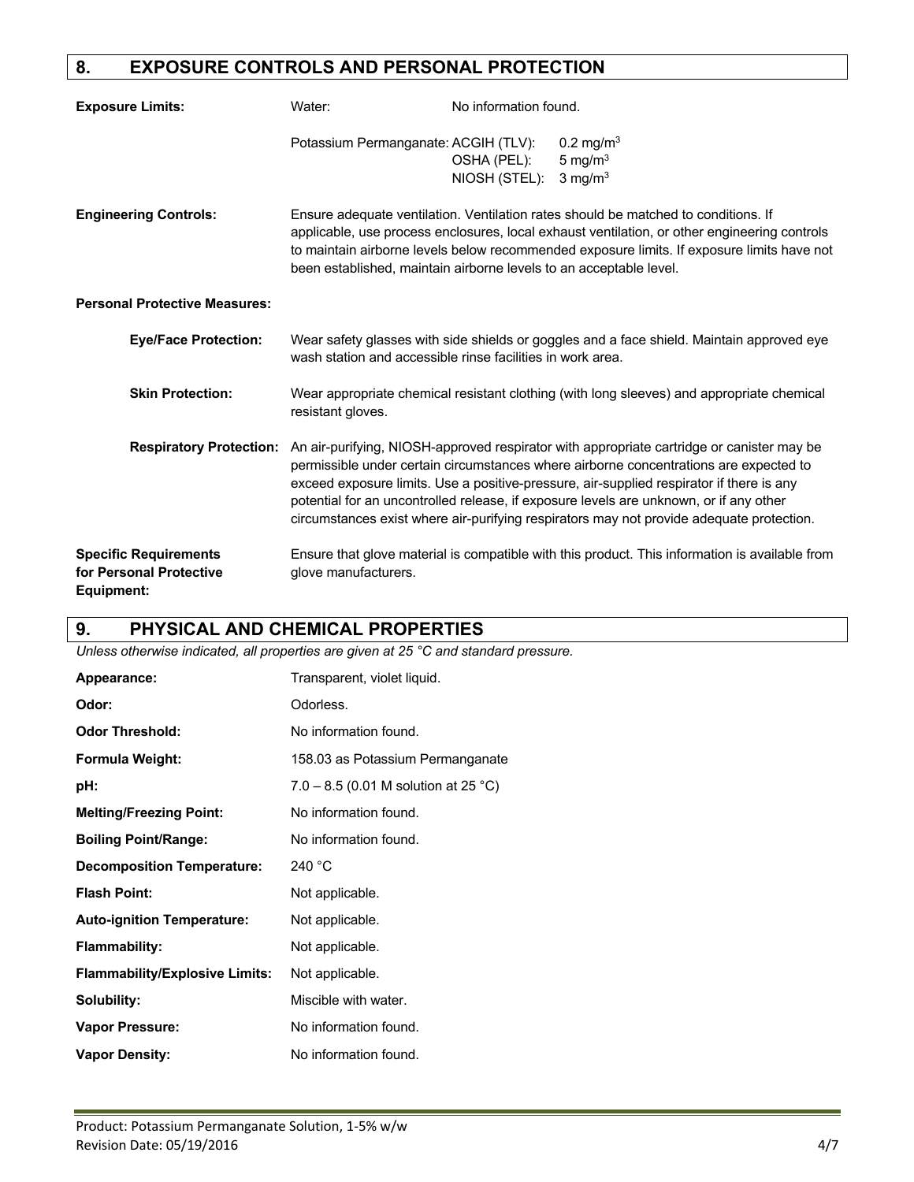## 8. EXPOSURE CONTROLS AND PERSONAL PROTECTION

| | | | |
|---|---|---|---|
| **Exposure Limits:** | Water: | No information found. | |
| | Potassium Permanganate: | ACGIH (TLV): | 0.2 mg/m$^3$ |
| | | OSHA (PEL): | 5 mg/m$^3$ |
| | | NIOSH (STEL): | 3 mg/m$^3$ |

**Engineering Controls:** Ensure adequate ventilation. Ventilation rates should be matched to conditions. If applicable, use process enclosures, local exhaust ventilation, or other engineering controls to maintain airborne levels below recommended exposure limits. If exposure limits have not been established, maintain airborne levels to an acceptable level.

**Personal Protective Measures:**

**Eye/Face Protection:** Wear safety glasses with side shields or goggles and a face shield. Maintain approved eye wash station and accessible rinse facilities in work area.

**Skin Protection:** Wear appropriate chemical resistant clothing (with long sleeves) and appropriate chemical resistant gloves.

**Respiratory Protection:** An air-purifying, NIOSH-approved respirator with appropriate cartridge or canister may be permissible under certain circumstances where airborne concentrations are expected to exceed exposure limits. Use a positive-pressure, air-supplied respirator if there is any potential for an uncontrolled release, if exposure levels are unknown, or if any other circumstances exist where air-purifying respirators may not provide adequate protection.

**Specific Requirements for Personal Protective Equipment:** Ensure that glove material is compatible with this product. This information is available from glove manufacturers.

## 9. PHYSICAL AND CHEMICAL PROPERTIES

*Unless otherwise indicated, all properties are given at 25 °C and standard pressure.*

| | |
|---|---|
| **Appearance:** | Transparent, violet liquid. |
| **Odor:** | Odorless. |
| **Odor Threshold:** | No information found. |
| **Formula Weight:** | 158.03 as Potassium Permanganate |
| **pH:** | 7.0 – 8.5 (0.01 M solution at 25 °C) |
| **Melting/Freezing Point:** | No information found. |
| **Boiling Point/Range:** | No information found. |
| **Decomposition Temperature:** | 240 °C |
| **Flash Point:** | Not applicable. |
| **Auto-ignition Temperature:** | Not applicable. |
| **Flammability:** | Not applicable. |
| **Flammability/Explosive Limits:** | Not applicable. |
| **Solubility:** | Miscible with water. |
| **Vapor Pressure:** | No information found. |
| **Vapor Density:** | No information found. |

Product: Potassium Permanganate Solution, 1-5% w/w
Revision Date: 05/19/2016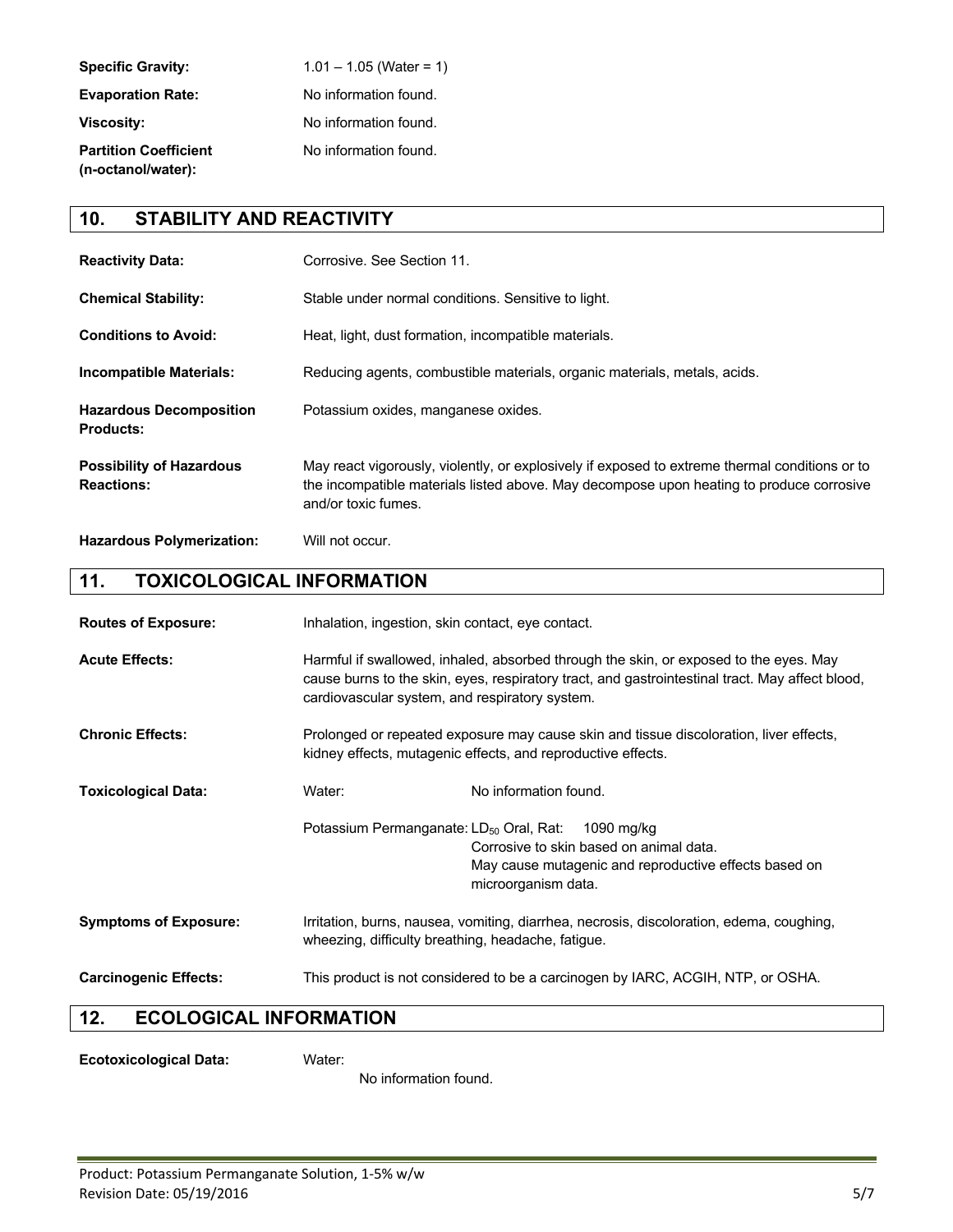**Specific Gravity:** 1.01 – 1.05 (Water = 1)

**Evaporation Rate:** No information found.

**Viscosity:** No information found.

**Partition Coefficient (n-octanol/water):** No information found.

## 10. STABILITY AND REACTIVITY

**Reactivity Data:** Corrosive. See Section 11.

**Chemical Stability:** Stable under normal conditions. Sensitive to light.

**Conditions to Avoid:** Heat, light, dust formation, incompatible materials.

**Incompatible Materials:** Reducing agents, combustible materials, organic materials, metals, acids.

**Hazardous Decomposition Products:** Potassium oxides, manganese oxides.

**Possibility of Hazardous Reactions:** May react vigorously, violently, or explosively if exposed to extreme thermal conditions or to the incompatible materials listed above. May decompose upon heating to produce corrosive and/or toxic fumes.

**Hazardous Polymerization:** Will not occur.

## 11. TOXICOLOGICAL INFORMATION

**Routes of Exposure:** Inhalation, ingestion, skin contact, eye contact.

**Acute Effects:** Harmful if swallowed, inhaled, absorbed through the skin, or exposed to the eyes. May cause burns to the skin, eyes, respiratory tract, and gastrointestinal tract. May affect blood, cardiovascular system, and respiratory system.

**Chronic Effects:** Prolonged or repeated exposure may cause skin and tissue discoloration, liver effects, kidney effects, mutagenic effects, and reproductive effects.

**Toxicological Data:**

Water: No information found.

Potassium Permanganate: $LD_{50}$ Oral, Rat: 1090 mg/kg
Corrosive to skin based on animal data.
May cause mutagenic and reproductive effects based on microorganism data.

**Symptoms of Exposure:** Irritation, burns, nausea, vomiting, diarrhea, necrosis, discoloration, edema, coughing, wheezing, difficulty breathing, headache, fatigue.

**Carcinogenic Effects:** This product is not considered to be a carcinogen by IARC, ACGIH, NTP, or OSHA.

## 12. ECOLOGICAL INFORMATION

**Ecotoxicological Data:** Water:

No information found.

Product: Potassium Permanganate Solution, 1-5% w/w
Revision Date: 05/19/2016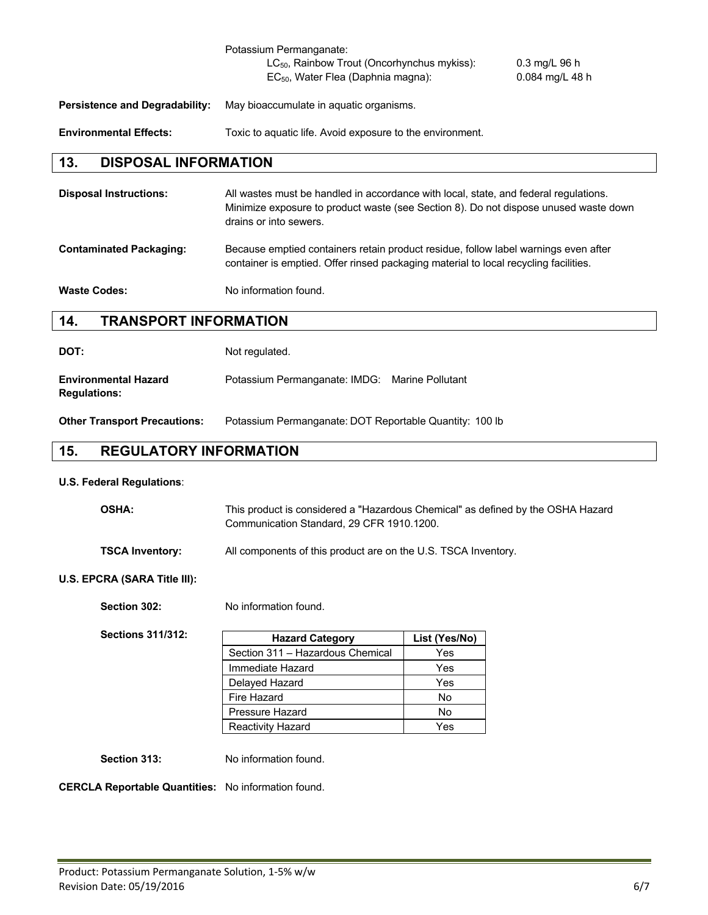Potassium Permanganate:

$LC_{50}$, Rainbow Trout (Oncorhynchus mykiss): 0.3 mg/L 96 h

$EC_{50}$, Water Flea (Daphnia magna): 0.084 mg/L 48 h

**Persistence and Degradability:** May bioaccumulate in aquatic organisms.

**Environmental Effects:** Toxic to aquatic life. Avoid exposure to the environment.

## 13. DISPOSAL INFORMATION

**Disposal Instructions:** All wastes must be handled in accordance with local, state, and federal regulations. Minimize exposure to product waste (see Section 8). Do not dispose unused waste down drains or into sewers.

**Contaminated Packaging:** Because emptied containers retain product residue, follow label warnings even after container is emptied. Offer rinsed packaging material to local recycling facilities.

**Waste Codes:** No information found.

## 14. TRANSPORT INFORMATION

**DOT:** Not regulated.

**Environmental Hazard Regulations:** Potassium Permanganate: IMDG: Marine Pollutant

**Other Transport Precautions:** Potassium Permanganate: DOT Reportable Quantity: 100 lb

## 15. REGULATORY INFORMATION

**U.S. Federal Regulations**:

**OSHA:** This product is considered a "Hazardous Chemical" as defined by the OSHA Hazard Communication Standard, 29 CFR 1910.1200.

**TSCA Inventory:** All components of this product are on the U.S. TSCA Inventory.

**U.S. EPCRA (SARA Title III):**

**Section 302:** No information found.

**Sections 311/312:**

| Hazard Category | List (Yes/No) |
|---|---|
| Section 311 – Hazardous Chemical | Yes |
| Immediate Hazard | Yes |
| Delayed Hazard | Yes |
| Fire Hazard | No |
| Pressure Hazard | No |
| Reactivity Hazard | Yes |

**Section 313:** No information found.

**CERCLA Reportable Quantities:** No information found.

Product: Potassium Permanganate Solution, 1-5% w/w
Revision Date: 05/19/2016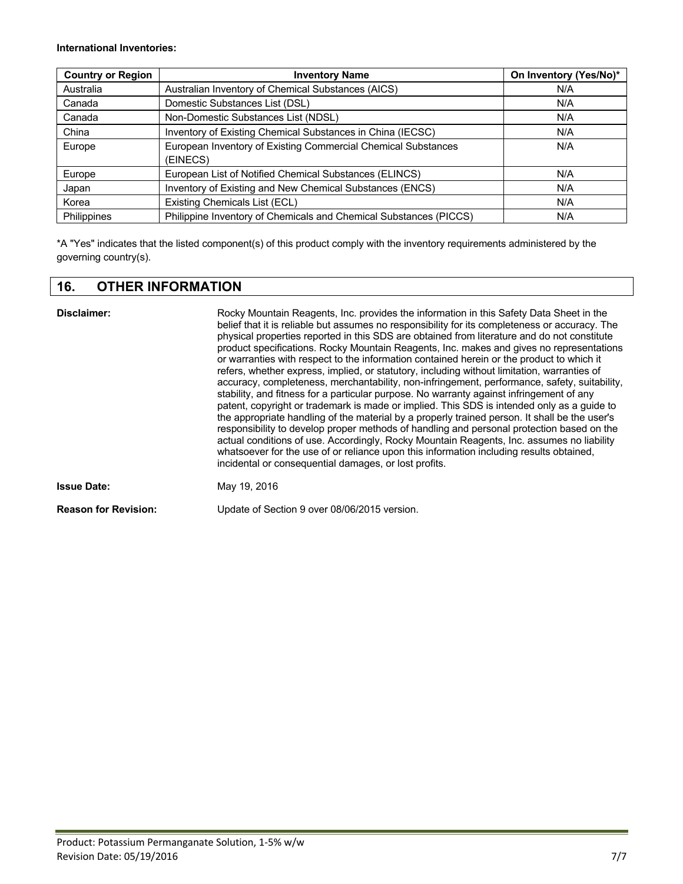**International Inventories:**

| Country or Region | Inventory Name | On Inventory (Yes/No)* |
| --- | --- | --- |
| Australia | Australian Inventory of Chemical Substances (AICS) | N/A |
| Canada | Domestic Substances List (DSL) | N/A |
| Canada | Non-Domestic Substances List (NDSL) | N/A |
| China | Inventory of Existing Chemical Substances in China (IECSC) | N/A |
| Europe | European Inventory of Existing Commercial Chemical Substances (EINECS) | N/A |
| Europe | European List of Notified Chemical Substances (ELINCS) | N/A |
| Japan | Inventory of Existing and New Chemical Substances (ENCS) | N/A |
| Korea | Existing Chemicals List (ECL) | N/A |
| Philippines | Philippine Inventory of Chemicals and Chemical Substances (PICCS) | N/A |

*A "Yes" indicates that the listed component(s) of this product comply with the inventory requirements administered by the governing country(s).

## 16. OTHER INFORMATION

**Disclaimer:** Rocky Mountain Reagents, Inc. provides the information in this Safety Data Sheet in the belief that it is reliable but assumes no responsibility for its completeness or accuracy. The physical properties reported in this SDS are obtained from literature and do not constitute product specifications. Rocky Mountain Reagents, Inc. makes and gives no representations or warranties with respect to the information contained herein or the product to which it refers, whether express, implied, or statutory, including without limitation, warranties of accuracy, completeness, merchantability, non-infringement, performance, safety, suitability, stability, and fitness for a particular purpose. No warranty against infringement of any patent, copyright or trademark is made or implied. This SDS is intended only as a guide to the appropriate handling of the material by a properly trained person. It shall be the user's responsibility to develop proper methods of handling and personal protection based on the actual conditions of use. Accordingly, Rocky Mountain Reagents, Inc. assumes no liability whatsoever for the use of or reliance upon this information including results obtained, incidental or consequential damages, or lost profits.

**Issue Date:** May 19, 2016

**Reason for Revision:** Update of Section 9 over 08/06/2015 version.